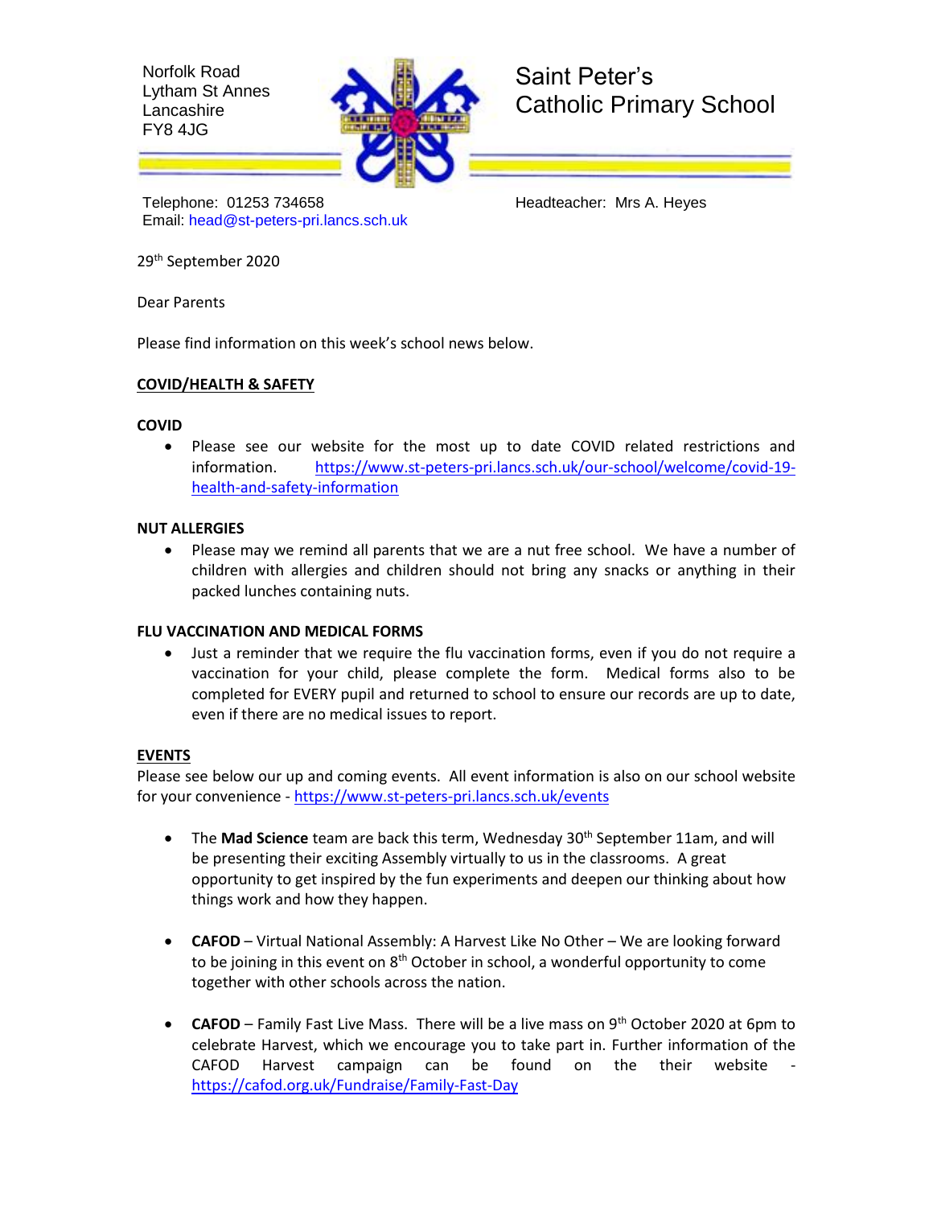Norfolk Road
Lytham St Annes
Lancashire
FY8 4JG

# Saint Peter's Catholic Primary School

Telephone: 01253 734658
Email: head@st-peters-pri.lancs.sch.uk

Headteacher: Mrs A. Heyes

29th September 2020

Dear Parents

Please find information on this week's school news below.

## COVID/HEALTH & SAFETY

### COVID

- Please see our website for the most up to date COVID related restrictions and information. https://www.st-peters-pri.lancs.sch.uk/our-school/welcome/covid-19-health-and-safety-information

### NUT ALLERGIES

- Please may we remind all parents that we are a nut free school. We have a number of children with allergies and children should not bring any snacks or anything in their packed lunches containing nuts.

### FLU VACCINATION AND MEDICAL FORMS

- Just a reminder that we require the flu vaccination forms, even if you do not require a vaccination for your child, please complete the form. Medical forms also to be completed for EVERY pupil and returned to school to ensure our records are up to date, even if there are no medical issues to report.

## EVENTS

Please see below our up and coming events. All event information is also on our school website for your convenience - https://www.st-peters-pri.lancs.sch.uk/events

- The **Mad Science** team are back this term, Wednesday 30th September 11am, and will be presenting their exciting Assembly virtually to us in the classrooms. A great opportunity to get inspired by the fun experiments and deepen our thinking about how things work and how they happen.

- **CAFOD** – Virtual National Assembly: A Harvest Like No Other – We are looking forward to be joining in this event on 8th October in school, a wonderful opportunity to come together with other schools across the nation.

- **CAFOD** – Family Fast Live Mass. There will be a live mass on 9th October 2020 at 6pm to celebrate Harvest, which we encourage you to take part in. Further information of the CAFOD Harvest campaign can be found on the their website - https://cafod.org.uk/Fundraise/Family-Fast-Day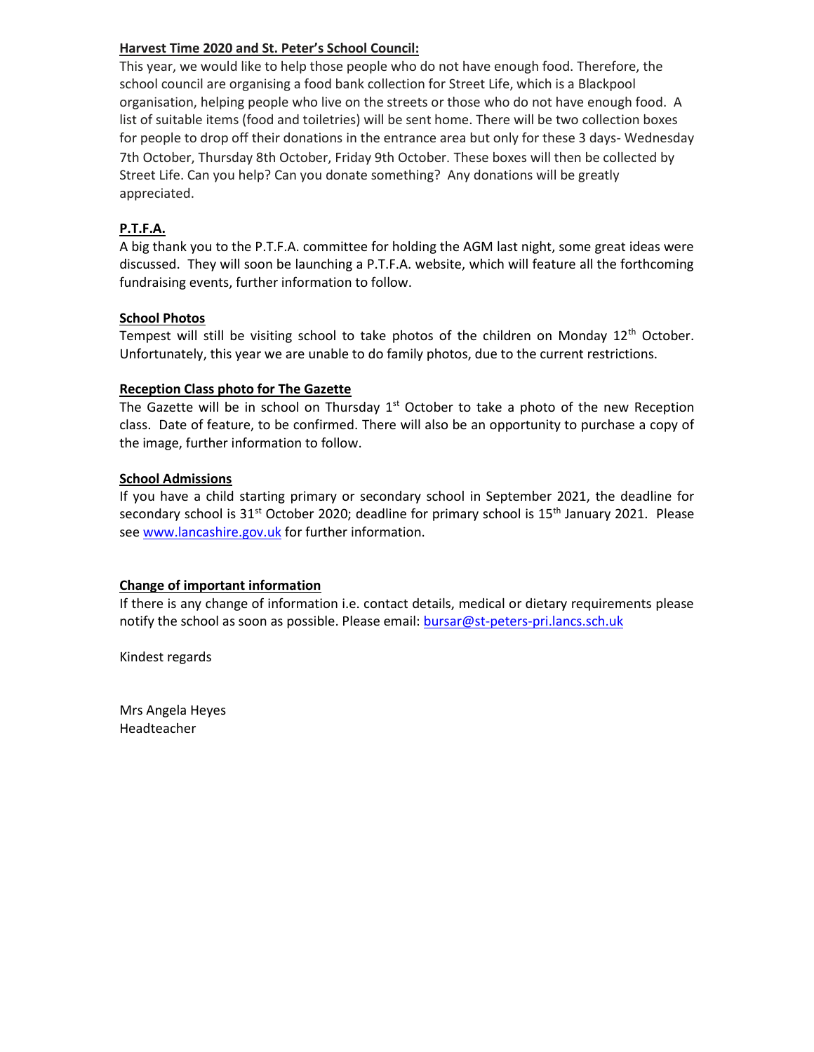**Harvest Time 2020 and St. Peter's School Council:**

This year, we would like to help those people who do not have enough food. Therefore, the school council are organising a food bank collection for Street Life, which is a Blackpool organisation, helping people who live on the streets or those who do not have enough food. A list of suitable items (food and toiletries) will be sent home. There will be two collection boxes for people to drop off their donations in the entrance area but only for these 3 days- Wednesday 7th October, Thursday 8th October, Friday 9th October. These boxes will then be collected by Street Life. Can you help? Can you donate something? Any donations will be greatly appreciated.

**P.T.F.A.**

A big thank you to the P.T.F.A. committee for holding the AGM last night, some great ideas were discussed. They will soon be launching a P.T.F.A. website, which will feature all the forthcoming fundraising events, further information to follow.

**School Photos**

Tempest will still be visiting school to take photos of the children on Monday 12th October. Unfortunately, this year we are unable to do family photos, due to the current restrictions.

**Reception Class photo for The Gazette**

The Gazette will be in school on Thursday 1st October to take a photo of the new Reception class. Date of feature, to be confirmed. There will also be an opportunity to purchase a copy of the image, further information to follow.

**School Admissions**

If you have a child starting primary or secondary school in September 2021, the deadline for secondary school is 31st October 2020; deadline for primary school is 15th January 2021. Please see www.lancashire.gov.uk for further information.

**Change of important information**

If there is any change of information i.e. contact details, medical or dietary requirements please notify the school as soon as possible. Please email: bursar@st-peters-pri.lancs.sch.uk

Kindest regards

Mrs Angela Heyes
Headteacher